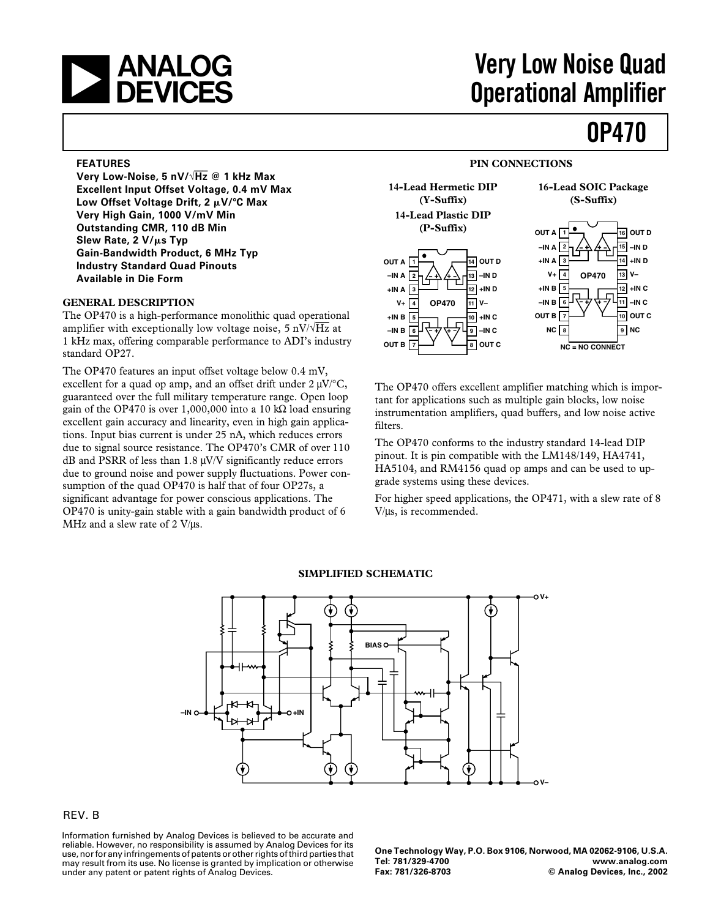# ANALOG DEVICES

# Very Low Noise Quad Operational Amplifier

# OP470

## FEATURES

**Very Low-Noise, 5 nV/√Hz @ 1 kHz Max**
**Excellent Input Offset Voltage, 0.4 mV Max**
**Low Offset Voltage Drift, 2 μV/°C Max**
**Very High Gain, 1000 V/mV Min**
**Outstanding CMR, 110 dB Min**
**Slew Rate, 2 V/μs Typ**
**Gain-Bandwidth Product, 6 MHz Typ**
**Industry Standard Quad Pinouts**
**Available in Die Form**

## GENERAL DESCRIPTION

The OP470 is a high-performance monolithic quad operational amplifier with exceptionally low voltage noise, 5 nV/√Hz at 1 kHz max, offering comparable performance to ADI's industry standard OP27.

The OP470 features an input offset voltage below 0.4 mV, excellent for a quad op amp, and an offset drift under 2 μV/°C, guaranteed over the full military temperature range. Open loop gain of the OP470 is over 1,000,000 into a 10 kΩ load ensuring excellent gain accuracy and linearity, even in high gain applications. Input bias current is under 25 nA, which reduces errors due to signal source resistance. The OP470's CMR of over 110 dB and PSRR of less than 1.8 μV/V significantly reduce errors due to ground noise and power supply fluctuations. Power consumption of the quad OP470 is half that of four OP27s, a significant advantage for power conscious applications. The OP470 is unity-gain stable with a gain bandwidth product of 6 MHz and a slew rate of 2 V/μs.

## PIN CONNECTIONS

**14-Lead Hermetic DIP (Y-Suffix)**
**14-Lead Plastic DIP (P-Suffix)**

| Pin | Function | Pin | Function |
|---|---|---|---|
| 1 | OUT A | 14 | OUT D |
| 2 | –IN A | 13 | –IN D |
| 3 | +IN A | 12 | +IN D |
| 4 | V+ | 11 | V– |
| 5 | +IN B | 10 | +IN C |
| 6 | –IN B | 9 | –IN C |
| 7 | OUT B | 8 | OUT C |

**16-Lead SOIC Package (S-Suffix)**

| Pin | Function | Pin | Function |
|---|---|---|---|
| 1 | OUT A | 16 | OUT D |
| 2 | –IN A | 15 | –IN D |
| 3 | +IN A | 14 | +IN D |
| 4 | V+ | 13 | V– |
| 5 | +IN B | 12 | +IN C |
| 6 | –IN B | 11 | –IN C |
| 7 | OUT B | 10 | OUT C |
| 8 | NC | 9 | NC |

NC = NO CONNECT

The OP470 offers excellent amplifier matching which is important for applications such as multiple gain blocks, low noise instrumentation amplifiers, quad buffers, and low noise active filters.

The OP470 conforms to the industry standard 14-lead DIP pinout. It is pin compatible with the LM148/149, HA4741, HA5104, and RM4156 quad op amps and can be used to upgrade systems using these devices.

For higher speed applications, the OP471, with a slew rate of 8 V/μs, is recommended.

## SIMPLIFIED SCHEMATIC

REV. B

Information furnished by Analog Devices is believed to be accurate and reliable. However, no responsibility is assumed by Analog Devices for its use, nor for any infringements of patents or other rights of third parties that may result from its use. No license is granted by implication or otherwise under any patent or patent rights of Analog Devices.

One Technology Way, P.O. Box 9106, Norwood, MA 02062-9106, U.S.A.
Tel: 781/329-4700 www.analog.com
Fax: 781/326-8703 © Analog Devices, Inc., 2002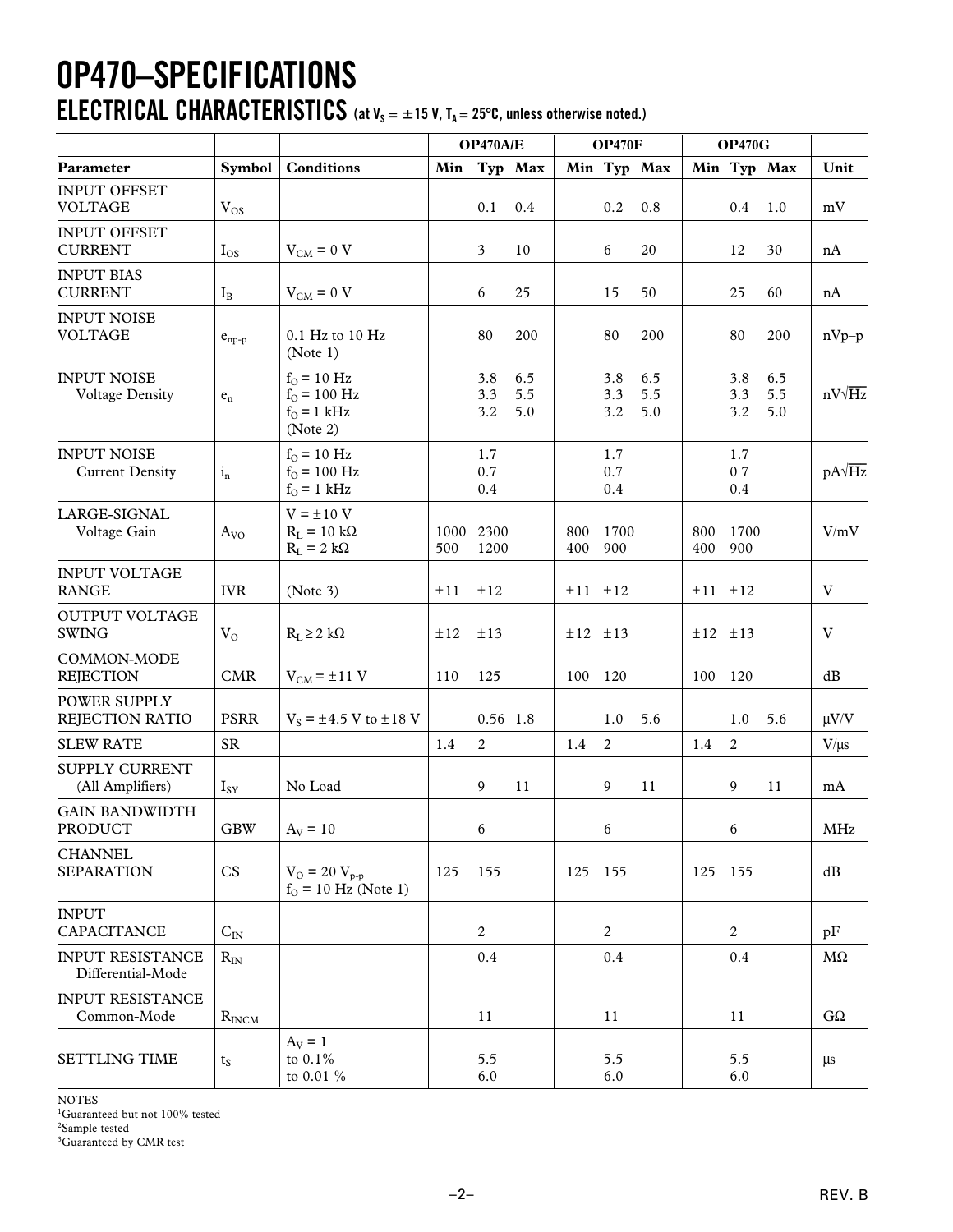# OP470–SPECIFICATIONS

## ELECTRICAL CHARACTERISTICS (at $V_S = \pm15$ V, $T_A = 25°C$, unless otherwise noted.)

| | | | OP470A/E | | | OP470F | | | OP470G | | | |
|---|---|---|---|---|---|---|---|---|---|---|---|---|
| **Parameter** | **Symbol** | **Conditions** | **Min** | **Typ** | **Max** | **Min** | **Typ** | **Max** | **Min** | **Typ** | **Max** | **Unit** |
| INPUT OFFSET VOLTAGE | $V_{OS}$ | | | 0.1 | 0.4 | | 0.2 | 0.8 | | 0.4 | 1.0 | mV |
| INPUT OFFSET CURRENT | $I_{OS}$ | $V_{CM} = 0$ V | | 3 | 10 | | 6 | 20 | | 12 | 30 | nA |
| INPUT BIAS CURRENT | $I_B$ | $V_{CM} = 0$ V | | 6 | 25 | | 15 | 50 | | 25 | 60 | nA |
| INPUT NOISE VOLTAGE | $e_{np-p}$ | 0.1 Hz to 10 Hz (Note 1) | | 80 | 200 | | 80 | 200 | | 80 | 200 | nVp–p |
| INPUT NOISE Voltage Density | $e_n$ | $f_O = 10$ Hz<br>$f_O = 100$ Hz<br>$f_O = 1$ kHz<br>(Note 2) | | 3.8<br>3.3<br>3.2 | 6.5<br>5.5<br>5.0 | | 3.8<br>3.3<br>3.2 | 6.5<br>5.5<br>5.0 | | 3.8<br>3.3<br>3.2 | 6.5<br>5.5<br>5.0 | nV√Hz |
| INPUT NOISE Current Density | $i_n$ | $f_O = 10$ Hz<br>$f_O = 100$ Hz<br>$f_O = 1$ kHz | | 1.7<br>0.7<br>0.4 | | | 1.7<br>0.7<br>0.4 | | | 1.7<br>0 7<br>0.4 | | pA√Hz |
| LARGE-SIGNAL Voltage Gain | $A_{VO}$ | $V = \pm10$ V<br>$R_L = 10$ kΩ<br>$R_L = 2$ kΩ | 1000<br>500 | 2300<br>1200 | | 800<br>400 | 1700<br>900 | | 800<br>400 | 1700<br>900 | | V/mV |
| INPUT VOLTAGE RANGE | IVR | (Note 3) | ±11 | ±12 | | ±11 | ±12 | | ±11 | ±12 | | V |
| OUTPUT VOLTAGE SWING | $V_O$ | $R_L \geq 2$ kΩ | ±12 | ±13 | | ±12 | ±13 | | ±12 | ±13 | | V |
| COMMON-MODE REJECTION | CMR | $V_{CM} = \pm11$ V | 110 | 125 | | 100 | 120 | | 100 | 120 | | dB |
| POWER SUPPLY REJECTION RATIO | PSRR | $V_S = \pm4.5$ V to $\pm18$ V | | 0.56 | 1.8 | | 1.0 | 5.6 | | 1.0 | 5.6 | μV/V |
| SLEW RATE | SR | | 1.4 | 2 | | 1.4 | 2 | | 1.4 | 2 | | V/μs |
| SUPPLY CURRENT (All Amplifiers) | $I_{SY}$ | No Load | | 9 | 11 | | 9 | 11 | | 9 | 11 | mA |
| GAIN BANDWIDTH PRODUCT | GBW | $A_V = 10$ | | 6 | | | 6 | | | 6 | | MHz |
| CHANNEL SEPARATION | CS | $V_O = 20\ V_{p-p}$<br>$f_O = 10$ Hz (Note 1) | 125 | 155 | | 125 | 155 | | 125 | 155 | | dB |
| INPUT CAPACITANCE | $C_{IN}$ | | | 2 | | | 2 | | | 2 | | pF |
| INPUT RESISTANCE Differential-Mode | $R_{IN}$ | | | 0.4 | | | 0.4 | | | 0.4 | | MΩ |
| INPUT RESISTANCE Common-Mode | $R_{INCM}$ | | | 11 | | | 11 | | | 11 | | GΩ |
| SETTLING TIME | $t_S$ | $A_V = 1$<br>to 0.1%<br>to 0.01 % | | 5.5<br>6.0 | | | 5.5<br>6.0 | | | 5.5<br>6.0 | | μs |

NOTES
[1]Guaranteed but not 100% tested
[2]Sample tested
[3]Guaranteed by CMR test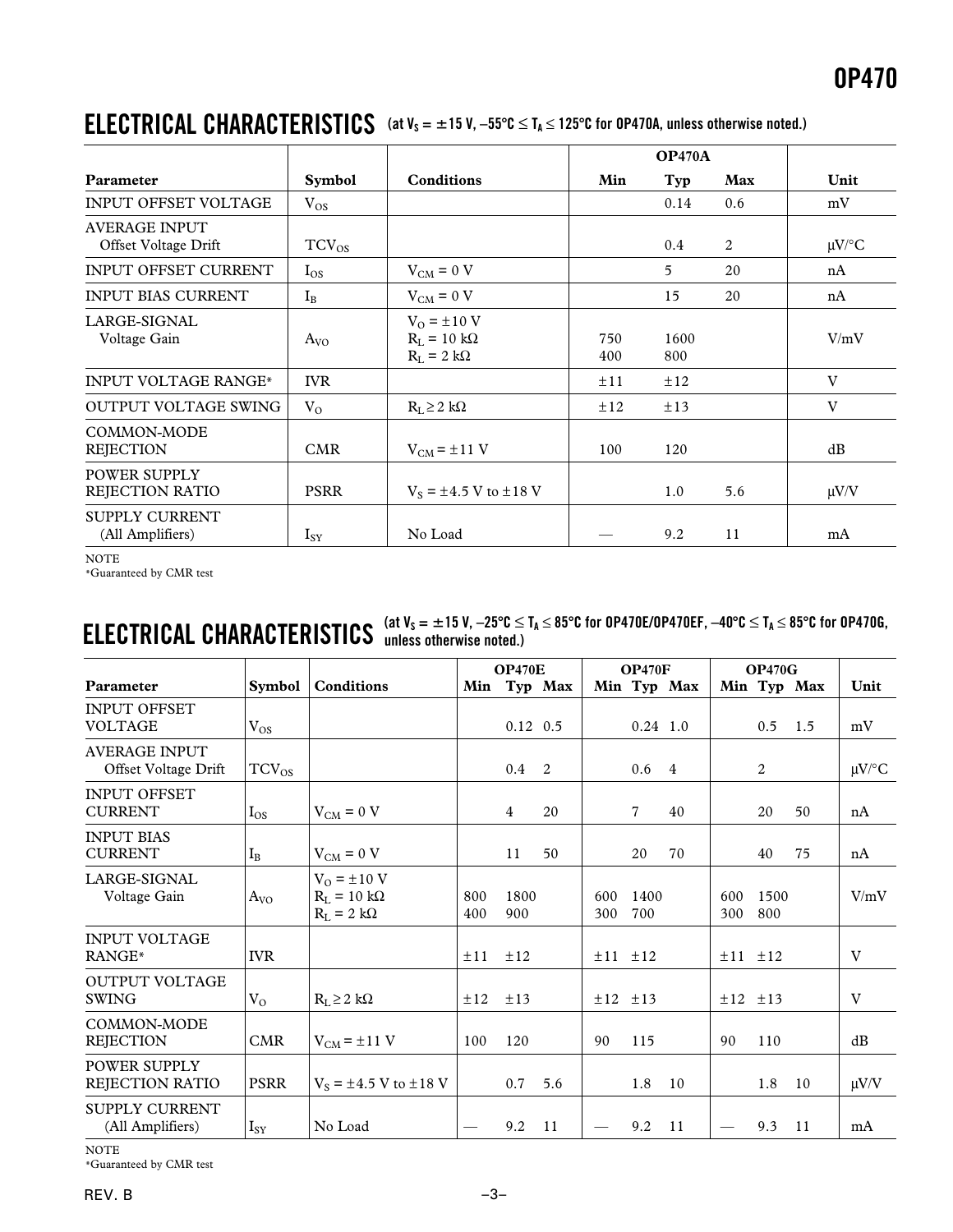## ELECTRICAL CHARACTERISTICS (at $V_S$ = ±15 V, –55°C ≤ $T_A$ ≤ 125°C for OP470A, unless otherwise noted.)

| Parameter | Symbol | Conditions | OP470A Min | OP470A Typ | OP470A Max | Unit |
|---|---|---|---|---|---|---|
| INPUT OFFSET VOLTAGE | $V_{OS}$ | | | 0.14 | 0.6 | mV |
| AVERAGE INPUT Offset Voltage Drift | $TCV_{OS}$ | | | 0.4 | 2 | μV/°C |
| INPUT OFFSET CURRENT | $I_{OS}$ | $V_{CM}$ = 0 V | | 5 | 20 | nA |
| INPUT BIAS CURRENT | $I_B$ | $V_{CM}$ = 0 V | | 15 | 20 | nA |
| LARGE-SIGNAL Voltage Gain | $A_{VO}$ | $V_O$ = ±10 V, $R_L$ = 10 kΩ | 750 | 1600 | | V/mV |
| | | $R_L$ = 2 kΩ | 400 | 800 | | |
| INPUT VOLTAGE RANGE* | IVR | | ±11 | ±12 | | V |
| OUTPUT VOLTAGE SWING | $V_O$ | $R_L$ ≥ 2 kΩ | ±12 | ±13 | | V |
| COMMON-MODE REJECTION | CMR | $V_{CM}$ = ±11 V | 100 | 120 | | dB |
| POWER SUPPLY REJECTION RATIO | PSRR | $V_S$ = ±4.5 V to ±18 V | | 1.0 | 5.6 | μV/V |
| SUPPLY CURRENT (All Amplifiers) | $I_{SY}$ | No Load | — | 9.2 | 11 | mA |

NOTE
*Guaranteed by CMR test

## ELECTRICAL CHARACTERISTICS (at $V_S$ = ±15 V, –25°C ≤ $T_A$ ≤ 85°C for OP470E/OP470EF, –40°C ≤ $T_A$ ≤ 85°C for OP470G, unless otherwise noted.)

| Parameter | Symbol | Conditions | OP470E Min | OP470E Typ | OP470E Max | OP470F Min | OP470F Typ | OP470F Max | OP470G Min | OP470G Typ | OP470G Max | Unit |
|---|---|---|---|---|---|---|---|---|---|---|---|---|
| INPUT OFFSET VOLTAGE | $V_{OS}$ | | | 0.12 | 0.5 | | 0.24 | 1.0 | | 0.5 | 1.5 | mV |
| AVERAGE INPUT Offset Voltage Drift | $TCV_{OS}$ | | | 0.4 | 2 | | 0.6 | 4 | | 2 | | μV/°C |
| INPUT OFFSET CURRENT | $I_{OS}$ | $V_{CM}$ = 0 V | | 4 | 20 | | 7 | 40 | | 20 | 50 | nA |
| INPUT BIAS CURRENT | $I_B$ | $V_{CM}$ = 0 V | | 11 | 50 | | 20 | 70 | | 40 | 75 | nA |
| LARGE-SIGNAL Voltage Gain | $A_{VO}$ | $V_O$ = ±10 V, $R_L$ = 10 kΩ | 800 | 1800 | | 600 | 1400 | | 600 | 1500 | | V/mV |
| | | $R_L$ = 2 kΩ | 400 | 900 | | 300 | 700 | | 300 | 800 | | |
| INPUT VOLTAGE RANGE* | IVR | | ±11 | ±12 | | ±11 | ±12 | | ±11 | ±12 | | V |
| OUTPUT VOLTAGE SWING | $V_O$ | $R_L$ ≥ 2 kΩ | ±12 | ±13 | | ±12 | ±13 | | ±12 | ±13 | | V |
| COMMON-MODE REJECTION | CMR | $V_{CM}$ = ±11 V | 100 | 120 | | 90 | 115 | | 90 | 110 | | dB |
| POWER SUPPLY REJECTION RATIO | PSRR | $V_S$ = ±4.5 V to ±18 V | | 0.7 | 5.6 | | 1.8 | 10 | | 1.8 | 10 | μV/V |
| SUPPLY CURRENT (All Amplifiers) | $I_{SY}$ | No Load | — | 9.2 | 11 | — | 9.2 | 11 | — | 9.3 | 11 | mA |

NOTE
*Guaranteed by CMR test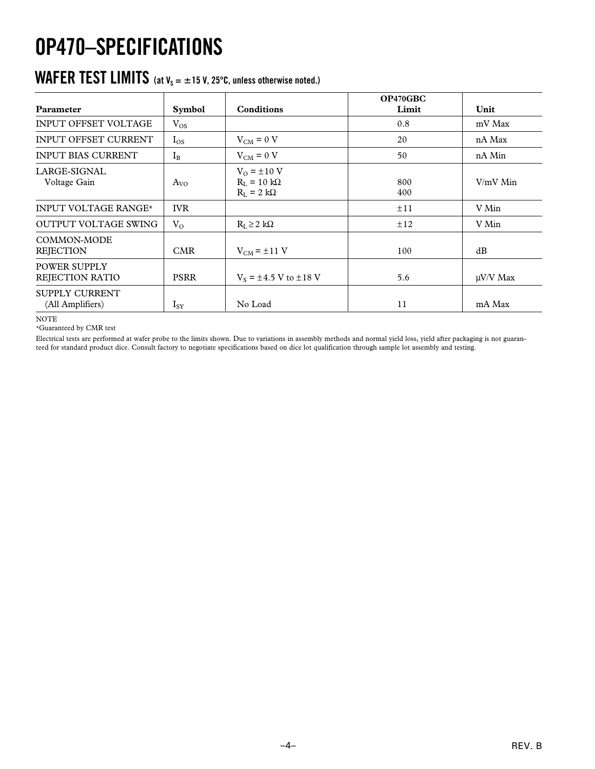# OP470–SPECIFICATIONS

## WAFER TEST LIMITS (at $V_S$ = ±15 V, 25°C, unless otherwise noted.)

| Parameter | Symbol | Conditions | OP470GBC Limit | Unit |
|---|---|---|---|---|
| INPUT OFFSET VOLTAGE | $V_{OS}$ | | 0.8 | mV Max |
| INPUT OFFSET CURRENT | $I_{OS}$ | $V_{CM}$ = 0 V | 20 | nA Max |
| INPUT BIAS CURRENT | $I_B$ | $V_{CM}$ = 0 V | 50 | nA Min |
| LARGE-SIGNAL Voltage Gain | $A_{VO}$ | $V_O$ = ±10 V<br>$R_L$ = 10 kΩ<br>$R_L$ = 2 kΩ | <br>800<br>400 | V/mV Min |
| INPUT VOLTAGE RANGE* | IVR | | ±11 | V Min |
| OUTPUT VOLTAGE SWING | $V_O$ | $R_L$ ≥ 2 kΩ | ±12 | V Min |
| COMMON-MODE REJECTION | CMR | $V_{CM}$ = ±11 V | 100 | dB |
| POWER SUPPLY REJECTION RATIO | PSRR | $V_S$ = ±4.5 V to ±18 V | 5.6 | μV/V Max |
| SUPPLY CURRENT (All Amplifiers) | $I_{SY}$ | No Load | 11 | mA Max |

NOTE

*Guaranteed by CMR test

Electrical tests are performed at wafer probe to the limits shown. Due to variations in assembly methods and normal yield loss, yield after packaging is not guaranteed for standard product dice. Consult factory to negotiate specifications based on dice lot qualification through sample lot assembly and testing.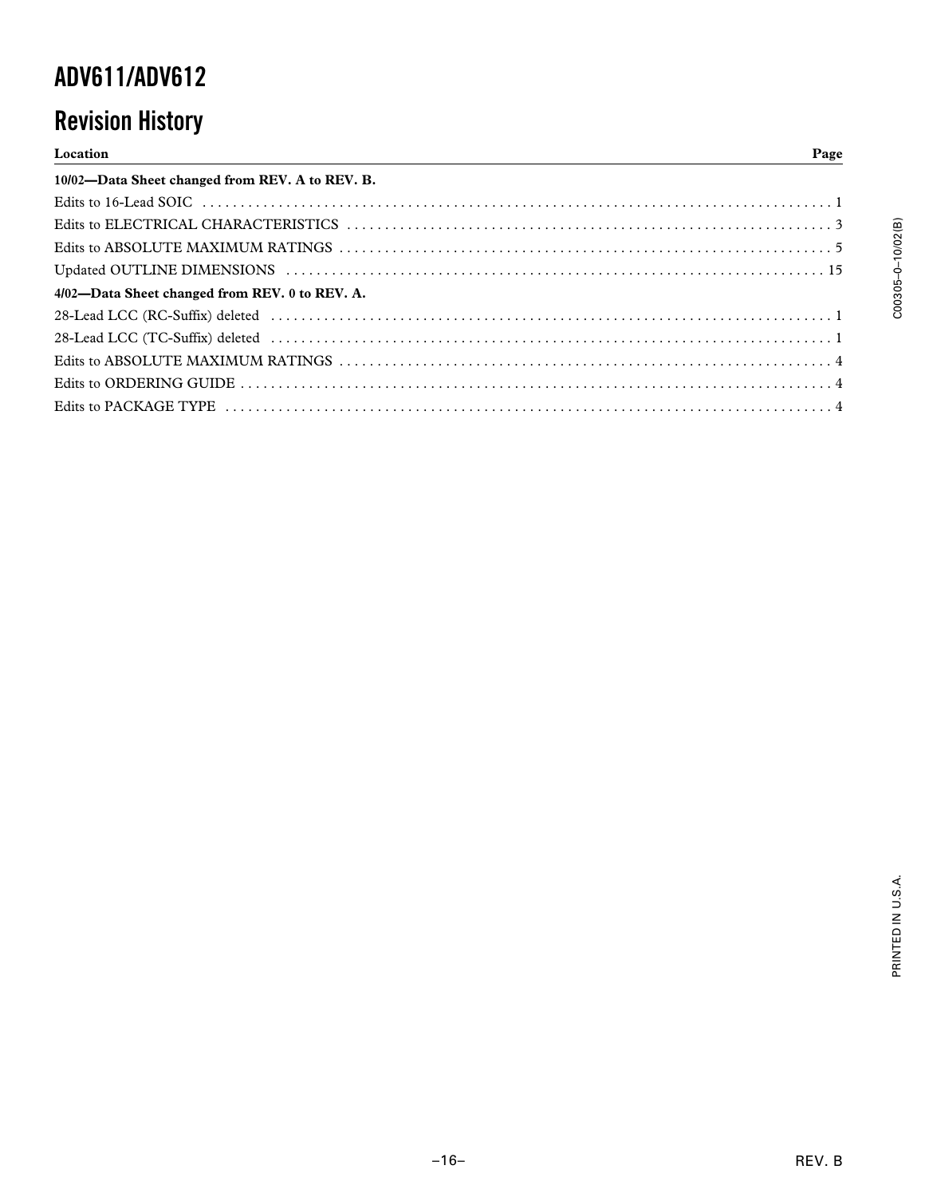## Revision History

| Location | Page |
|---|---|
| **10/02—Data Sheet changed from REV. A to REV. B.** | |
| Edits to 16-Lead SOIC | 1 |
| Edits to ELECTRICAL CHARACTERISTICS | 3 |
| Edits to ABSOLUTE MAXIMUM RATINGS | 5 |
| Updated OUTLINE DIMENSIONS | 15 |
| **4/02—Data Sheet changed from REV. 0 to REV. A.** | |
| 28-Lead LCC (RC-Suffix) deleted | 1 |
| 28-Lead LCC (TC-Suffix) deleted | 1 |
| Edits to ABSOLUTE MAXIMUM RATINGS | 4 |
| Edits to ORDERING GUIDE | 4 |
| Edits to PACKAGE TYPE | 4 |

C00305–0–10/02(B)

PRINTED IN U.S.A.